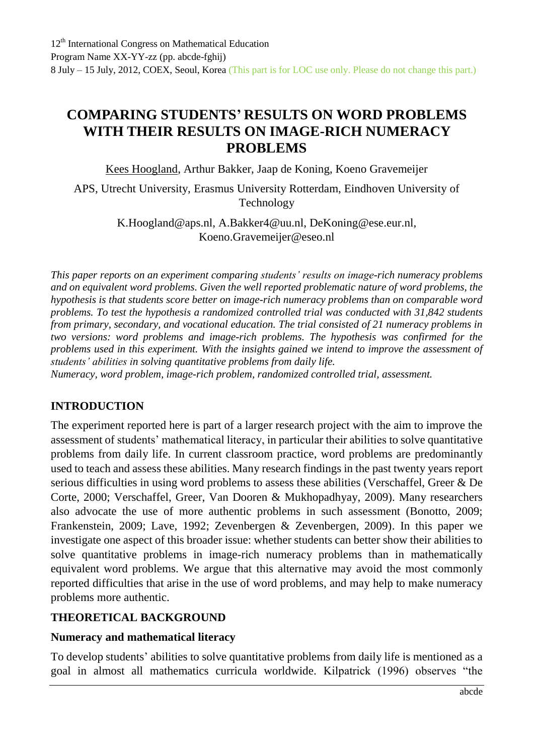# COMPARING STUDENTS' RESULTS ON WORD PROBLEMS WITH THEIR RESULTS ON IMAGE-RICH NUMERACY PROBLEMS

Kees Hoogland, Arthur Bakker, Jaap de Koning, Koeno Gravemeijer

APS, Utrecht University, Erasmus University Rotterdam, Eindhoven University of Technology

K.Hoogland@aps.nl, A.Bakker4@uu.nl, DeKoning@ese.eur.nl, Koeno.Gravemeijer@eseo.nl

*This paper reports on an experiment comparing students' results on image-rich numeracy problems and on equivalent word problems. Given the well reported problematic nature of word problems, the hypothesis is that students score better on image-rich numeracy problems than on comparable word problems. To test the hypothesis a randomized controlled trial was conducted with 31,842 students from primary, secondary, and vocational education. The trial consisted of 21 numeracy problems in two versions: word problems and image-rich problems. The hypothesis was confirmed for the problems used in this experiment. With the insights gained we intend to improve the assessment of students' abilities in solving quantitative problems from daily life.*

*Numeracy, word problem, image-rich problem, randomized controlled trial, assessment.*

## INTRODUCTION

The experiment reported here is part of a larger research project with the aim to improve the assessment of students' mathematical literacy, in particular their abilities to solve quantitative problems from daily life. In current classroom practice, word problems are predominantly used to teach and assess these abilities. Many research findings in the past twenty years report serious difficulties in using word problems to assess these abilities (Verschaffel, Greer & De Corte, 2000; Verschaffel, Greer, Van Dooren & Mukhopadhyay, 2009). Many researchers also advocate the use of more authentic problems in such assessment (Bonotto, 2009; Frankenstein, 2009; Lave, 1992; Zevenbergen & Zevenbergen, 2009). In this paper we investigate one aspect of this broader issue: whether students can better show their abilities to solve quantitative problems in image-rich numeracy problems than in mathematically equivalent word problems. We argue that this alternative may avoid the most commonly reported difficulties that arise in the use of word problems, and may help to make numeracy problems more authentic.

## THEORETICAL BACKGROUND

### Numeracy and mathematical literacy

To develop students' abilities to solve quantitative problems from daily life is mentioned as a goal in almost all mathematics curricula worldwide. Kilpatrick (1996) observes "the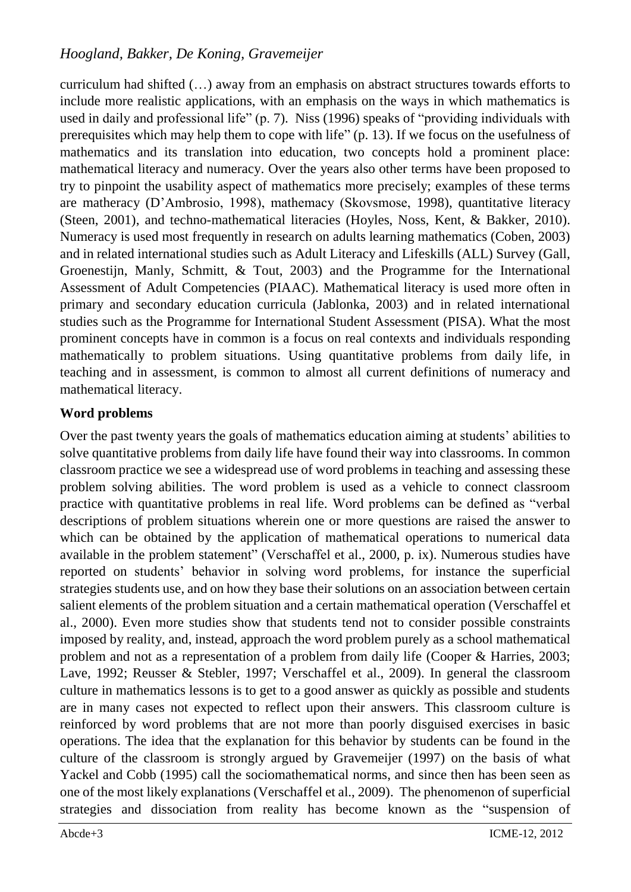curriculum had shifted (…) away from an emphasis on abstract structures towards efforts to include more realistic applications, with an emphasis on the ways in which mathematics is used in daily and professional life" (p. 7). Niss (1996) speaks of "providing individuals with prerequisites which may help them to cope with life" (p. 13). If we focus on the usefulness of mathematics and its translation into education, two concepts hold a prominent place: mathematical literacy and numeracy. Over the years also other terms have been proposed to try to pinpoint the usability aspect of mathematics more precisely; examples of these terms are matheracy (D'Ambrosio, 1998), mathemacy (Skovsmose, 1998), quantitative literacy (Steen, 2001), and techno-mathematical literacies (Hoyles, Noss, Kent, & Bakker, 2010). Numeracy is used most frequently in research on adults learning mathematics (Coben, 2003) and in related international studies such as Adult Literacy and Lifeskills (ALL) Survey (Gall, Groenestijn, Manly, Schmitt, & Tout, 2003) and the Programme for the International Assessment of Adult Competencies (PIAAC). Mathematical literacy is used more often in primary and secondary education curricula (Jablonka, 2003) and in related international studies such as the Programme for International Student Assessment (PISA). What the most prominent concepts have in common is a focus on real contexts and individuals responding mathematically to problem situations. Using quantitative problems from daily life, in teaching and in assessment, is common to almost all current definitions of numeracy and mathematical literacy.

## Word problems

Over the past twenty years the goals of mathematics education aiming at students' abilities to solve quantitative problems from daily life have found their way into classrooms. In common classroom practice we see a widespread use of word problems in teaching and assessing these problem solving abilities. The word problem is used as a vehicle to connect classroom practice with quantitative problems in real life. Word problems can be defined as "verbal descriptions of problem situations wherein one or more questions are raised the answer to which can be obtained by the application of mathematical operations to numerical data available in the problem statement" (Verschaffel et al., 2000, p. ix). Numerous studies have reported on students' behavior in solving word problems, for instance the superficial strategies students use, and on how they base their solutions on an association between certain salient elements of the problem situation and a certain mathematical operation (Verschaffel et al., 2000). Even more studies show that students tend not to consider possible constraints imposed by reality, and, instead, approach the word problem purely as a school mathematical problem and not as a representation of a problem from daily life (Cooper & Harries, 2003; Lave, 1992; Reusser & Stebler, 1997; Verschaffel et al., 2009). In general the classroom culture in mathematics lessons is to get to a good answer as quickly as possible and students are in many cases not expected to reflect upon their answers. This classroom culture is reinforced by word problems that are not more than poorly disguised exercises in basic operations. The idea that the explanation for this behavior by students can be found in the culture of the classroom is strongly argued by Gravemeijer (1997) on the basis of what Yackel and Cobb (1995) call the sociomathematical norms, and since then has been seen as one of the most likely explanations (Verschaffel et al., 2009). The phenomenon of superficial strategies and dissociation from reality has become known as the "suspension of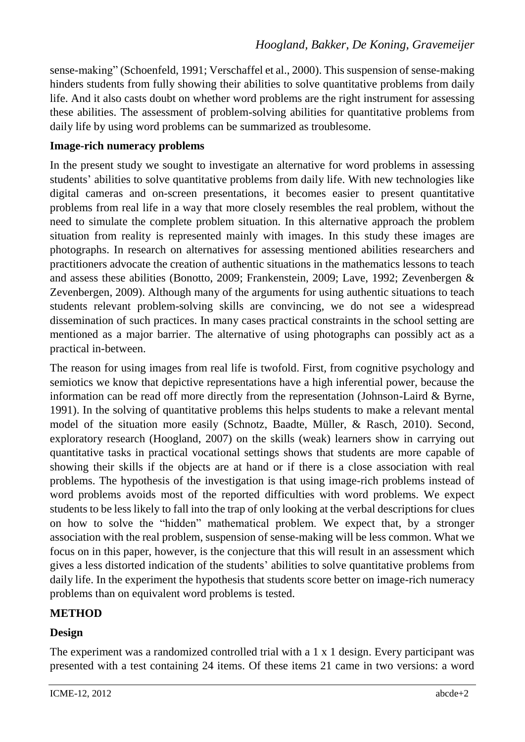sense-making" (Schoenfeld, 1991; Verschaffel et al., 2000). This suspension of sense-making hinders students from fully showing their abilities to solve quantitative problems from daily life. And it also casts doubt on whether word problems are the right instrument for assessing these abilities. The assessment of problem-solving abilities for quantitative problems from daily life by using word problems can be summarized as troublesome.

## Image-rich numeracy problems

In the present study we sought to investigate an alternative for word problems in assessing students' abilities to solve quantitative problems from daily life. With new technologies like digital cameras and on-screen presentations, it becomes easier to present quantitative problems from real life in a way that more closely resembles the real problem, without the need to simulate the complete problem situation. In this alternative approach the problem situation from reality is represented mainly with images. In this study these images are photographs. In research on alternatives for assessing mentioned abilities researchers and practitioners advocate the creation of authentic situations in the mathematics lessons to teach and assess these abilities (Bonotto, 2009; Frankenstein, 2009; Lave, 1992; Zevenbergen & Zevenbergen, 2009). Although many of the arguments for using authentic situations to teach students relevant problem-solving skills are convincing, we do not see a widespread dissemination of such practices. In many cases practical constraints in the school setting are mentioned as a major barrier. The alternative of using photographs can possibly act as a practical in-between.

The reason for using images from real life is twofold. First, from cognitive psychology and semiotics we know that depictive representations have a high inferential power, because the information can be read off more directly from the representation (Johnson-Laird & Byrne, 1991). In the solving of quantitative problems this helps students to make a relevant mental model of the situation more easily (Schnotz, Baadte, Müller, & Rasch, 2010). Second, exploratory research (Hoogland, 2007) on the skills (weak) learners show in carrying out quantitative tasks in practical vocational settings shows that students are more capable of showing their skills if the objects are at hand or if there is a close association with real problems. The hypothesis of the investigation is that using image-rich problems instead of word problems avoids most of the reported difficulties with word problems. We expect students to be less likely to fall into the trap of only looking at the verbal descriptions for clues on how to solve the "hidden" mathematical problem. We expect that, by a stronger association with the real problem, suspension of sense-making will be less common. What we focus on in this paper, however, is the conjecture that this will result in an assessment which gives a less distorted indication of the students' abilities to solve quantitative problems from daily life. In the experiment the hypothesis that students score better on image-rich numeracy problems than on equivalent word problems is tested.

# METHOD

## Design

The experiment was a randomized controlled trial with a 1 x 1 design. Every participant was presented with a test containing 24 items. Of these items 21 came in two versions: a word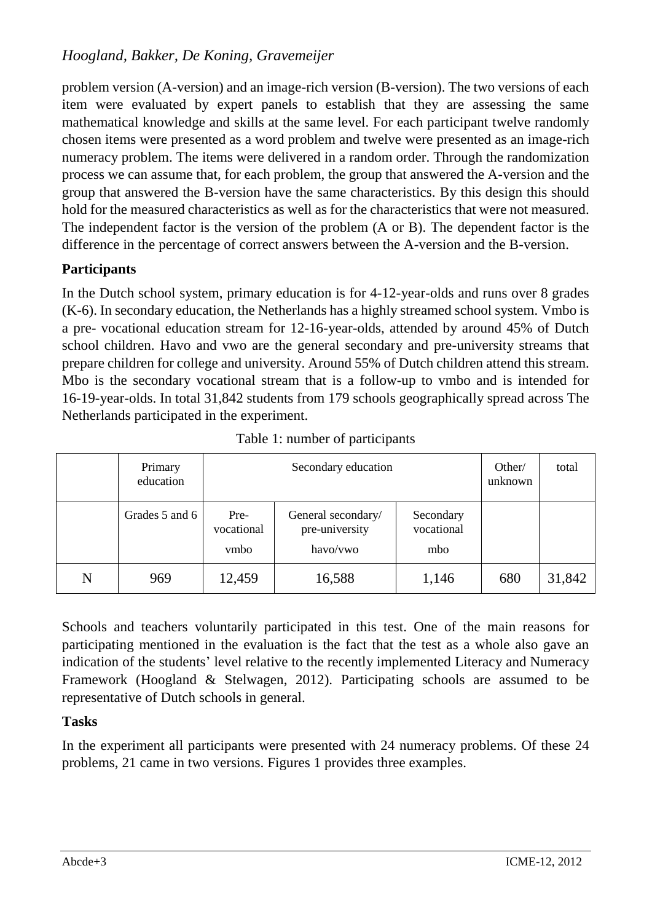problem version (A-version) and an image-rich version (B-version). The two versions of each item were evaluated by expert panels to establish that they are assessing the same mathematical knowledge and skills at the same level. For each participant twelve randomly chosen items were presented as a word problem and twelve were presented as an image-rich numeracy problem. The items were delivered in a random order. Through the randomization process we can assume that, for each problem, the group that answered the A-version and the group that answered the B-version have the same characteristics. By this design this should hold for the measured characteristics as well as for the characteristics that were not measured. The independent factor is the version of the problem (A or B). The dependent factor is the difference in the percentage of correct answers between the A-version and the B-version.

**Participants**

In the Dutch school system, primary education is for 4-12-year-olds and runs over 8 grades (K-6). In secondary education, the Netherlands has a highly streamed school system. Vmbo is a pre- vocational education stream for 12-16-year-olds, attended by around 45% of Dutch school children. Havo and vwo are the general secondary and pre-university streams that prepare children for college and university. Around 55% of Dutch children attend this stream. Mbo is the secondary vocational stream that is a follow-up to vmbo and is intended for 16-19-year-olds. In total 31,842 students from 179 schools geographically spread across The Netherlands participated in the experiment.

Table 1: number of participants

| | Primary education | Secondary education | | | Other/ unknown | total |
|---|---|---|---|---|---|---|
| | Grades 5 and 6 | Pre-vocational vmbo | General secondary/ pre-university havo/vwo | Secondary vocational mbo | | |
| N | 969 | 12,459 | 16,588 | 1,146 | 680 | 31,842 |

Schools and teachers voluntarily participated in this test. One of the main reasons for participating mentioned in the evaluation is the fact that the test as a whole also gave an indication of the students' level relative to the recently implemented Literacy and Numeracy Framework (Hoogland & Stelwagen, 2012). Participating schools are assumed to be representative of Dutch schools in general.

**Tasks**

In the experiment all participants were presented with 24 numeracy problems. Of these 24 problems, 21 came in two versions. Figures 1 provides three examples.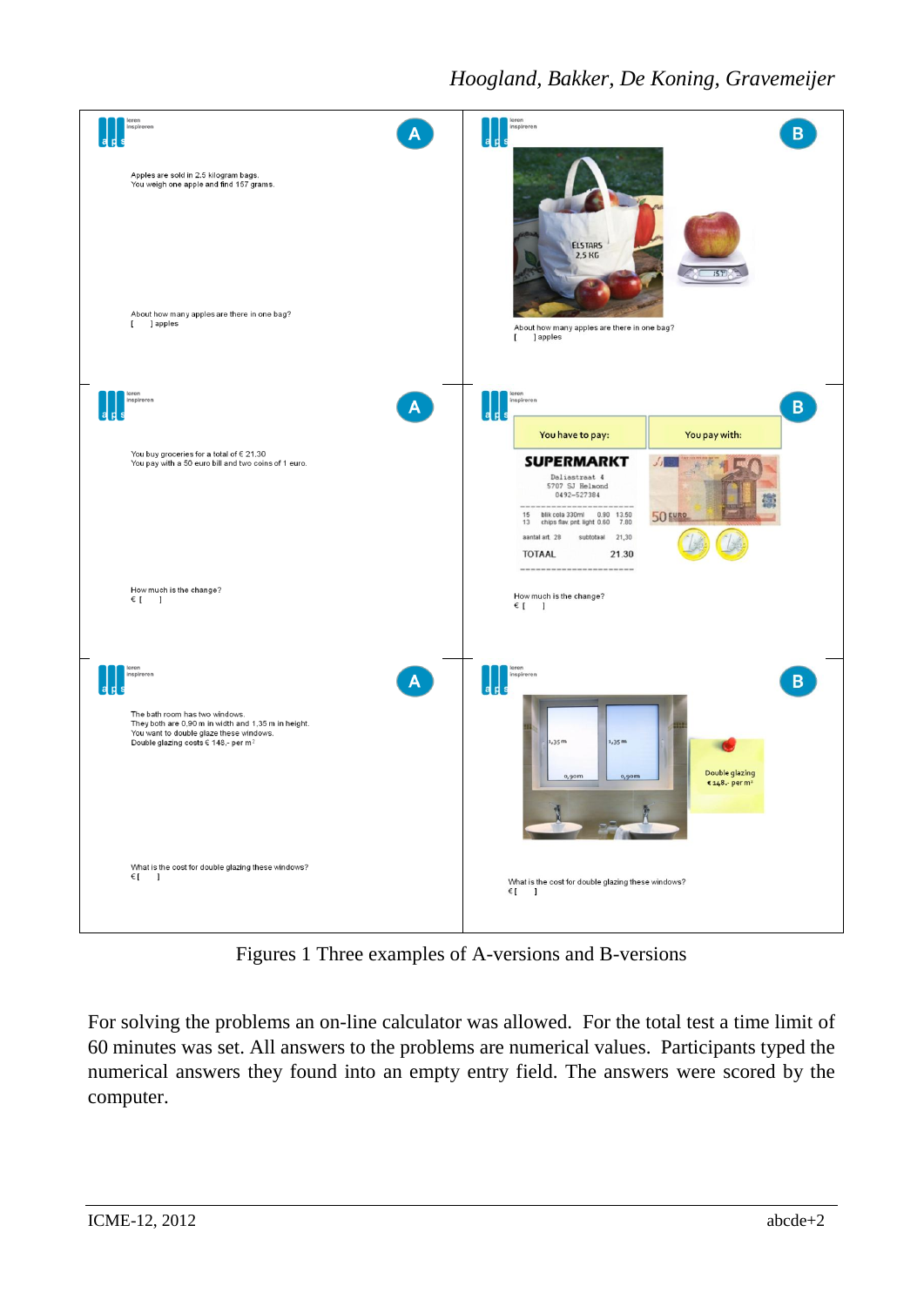Apples are sold in 2.5 kilogram bags.
You weigh one apple and find 157 grams.

About how many apples are there in one bag?
[ ] apples

About how many apples are there in one bag?
[ ] apples

You buy groceries for a total of € 21.30
You pay with a 50 euro bill and two coins of 1 euro.

How much is the change?
€ [ ]

How much is the change?
€ [ ]

The bath room has two windows.
They both are 0.90 m in width and 1,35 m in height.
You want to double glaze these windows.
Double glazing costs € 148,- per m²

What is the cost for double glazing these windows?
€ [ ]

What is the cost for double glazing these windows?
€ [ ]

Figures 1 Three examples of A-versions and B-versions

For solving the problems an on-line calculator was allowed. For the total test a time limit of 60 minutes was set. All answers to the problems are numerical values. Participants typed the numerical answers they found into an empty entry field. The answers were scored by the computer.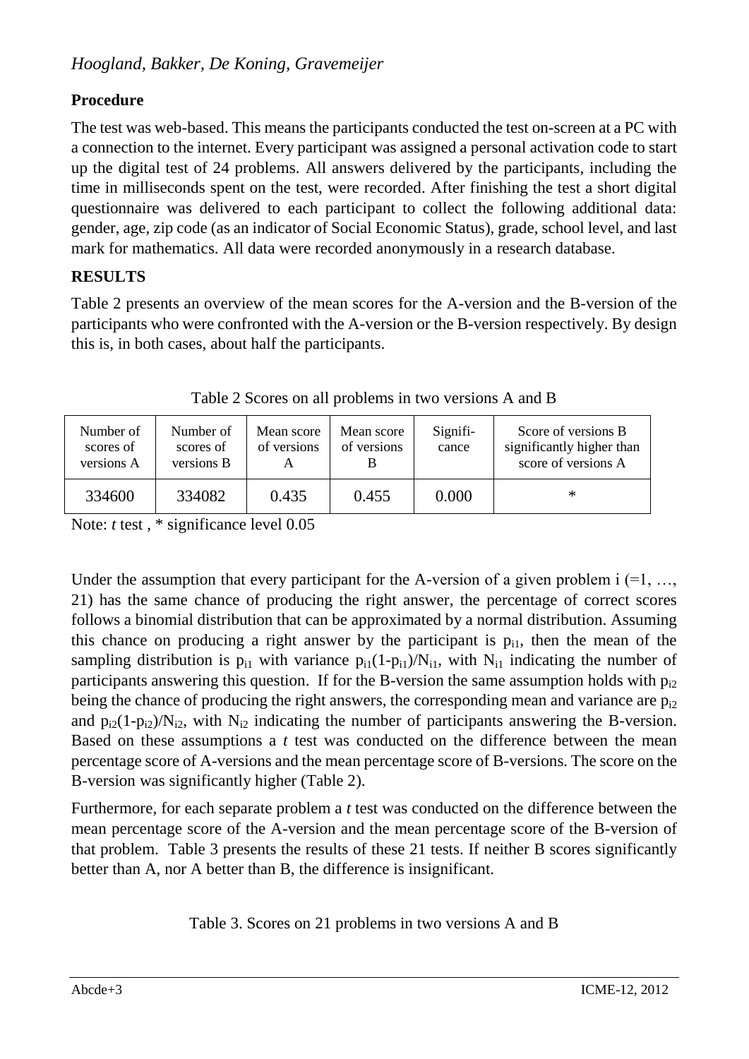### Procedure

The test was web-based. This means the participants conducted the test on-screen at a PC with a connection to the internet. Every participant was assigned a personal activation code to start up the digital test of 24 problems. All answers delivered by the participants, including the time in milliseconds spent on the test, were recorded. After finishing the test a short digital questionnaire was delivered to each participant to collect the following additional data: gender, age, zip code (as an indicator of Social Economic Status), grade, school level, and last mark for mathematics. All data were recorded anonymously in a research database.

## RESULTS

Table 2 presents an overview of the mean scores for the A-version and the B-version of the participants who were confronted with the A-version or the B-version respectively. By design this is, in both cases, about half the participants.

Table 2 Scores on all problems in two versions A and B

| Number of scores of versions A | Number of scores of versions B | Mean score of versions A | Mean score of versions B | Significance | Score of versions B significantly higher than score of versions A |
|---|---|---|---|---|---|
| 334600 | 334082 | 0.435 | 0.455 | 0.000 | * |

Note: *t* test , * significance level 0.05

Under the assumption that every participant for the A-version of a given problem i (=1, …, 21) has the same chance of producing the right answer, the percentage of correct scores follows a binomial distribution that can be approximated by a normal distribution. Assuming this chance on producing a right answer by the participant is $p_{i1}$, then the mean of the sampling distribution is $p_{i1}$ with variance $p_{i1}(1-p_{i1})/N_{i1}$, with $N_{i1}$ indicating the number of participants answering this question. If for the B-version the same assumption holds with $p_{i2}$ being the chance of producing the right answers, the corresponding mean and variance are $p_{i2}$ and $p_{i2}(1-p_{i2})/N_{i2}$, with $N_{i2}$ indicating the number of participants answering the B-version. Based on these assumptions a *t* test was conducted on the difference between the mean percentage score of A-versions and the mean percentage score of B-versions. The score on the B-version was significantly higher (Table 2).

Furthermore, for each separate problem a *t* test was conducted on the difference between the mean percentage score of the A-version and the mean percentage score of the B-version of that problem. Table 3 presents the results of these 21 tests. If neither B scores significantly better than A, nor A better than B, the difference is insignificant.

Table 3. Scores on 21 problems in two versions A and B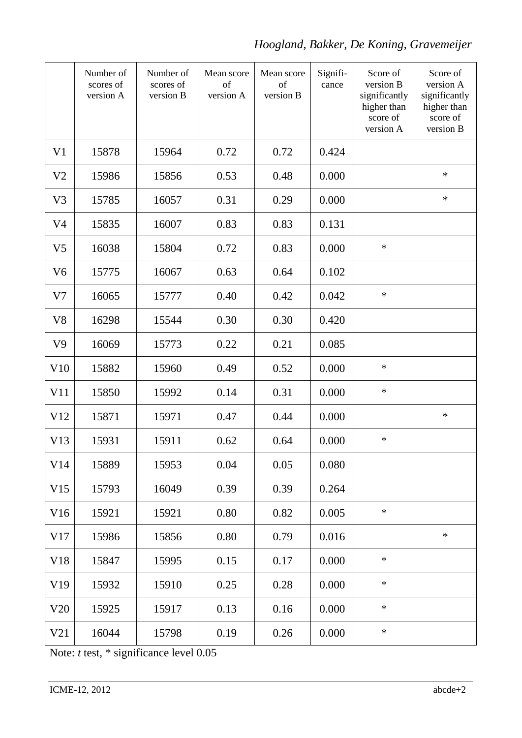| | Number of scores of version A | Number of scores of version B | Mean score of version A | Mean score of version B | Signifi-cance | Score of version B significantly higher than score of version A | Score of version A significantly higher than score of version B |
|---|---|---|---|---|---|---|---|
| V1 | 15878 | 15964 | 0.72 | 0.72 | 0.424 | | |
| V2 | 15986 | 15856 | 0.53 | 0.48 | 0.000 | | * |
| V3 | 15785 | 16057 | 0.31 | 0.29 | 0.000 | | * |
| V4 | 15835 | 16007 | 0.83 | 0.83 | 0.131 | | |
| V5 | 16038 | 15804 | 0.72 | 0.83 | 0.000 | * | |
| V6 | 15775 | 16067 | 0.63 | 0.64 | 0.102 | | |
| V7 | 16065 | 15777 | 0.40 | 0.42 | 0.042 | * | |
| V8 | 16298 | 15544 | 0.30 | 0.30 | 0.420 | | |
| V9 | 16069 | 15773 | 0.22 | 0.21 | 0.085 | | |
| V10 | 15882 | 15960 | 0.49 | 0.52 | 0.000 | * | |
| V11 | 15850 | 15992 | 0.14 | 0.31 | 0.000 | * | |
| V12 | 15871 | 15971 | 0.47 | 0.44 | 0.000 | | * |
| V13 | 15931 | 15911 | 0.62 | 0.64 | 0.000 | * | |
| V14 | 15889 | 15953 | 0.04 | 0.05 | 0.080 | | |
| V15 | 15793 | 16049 | 0.39 | 0.39 | 0.264 | | |
| V16 | 15921 | 15921 | 0.80 | 0.82 | 0.005 | * | |
| V17 | 15986 | 15856 | 0.80 | 0.79 | 0.016 | | * |
| V18 | 15847 | 15995 | 0.15 | 0.17 | 0.000 | * | |
| V19 | 15932 | 15910 | 0.25 | 0.28 | 0.000 | * | |
| V20 | 15925 | 15917 | 0.13 | 0.16 | 0.000 | * | |
| V21 | 16044 | 15798 | 0.19 | 0.26 | 0.000 | * | |

Note: *t* test, * significance level 0.05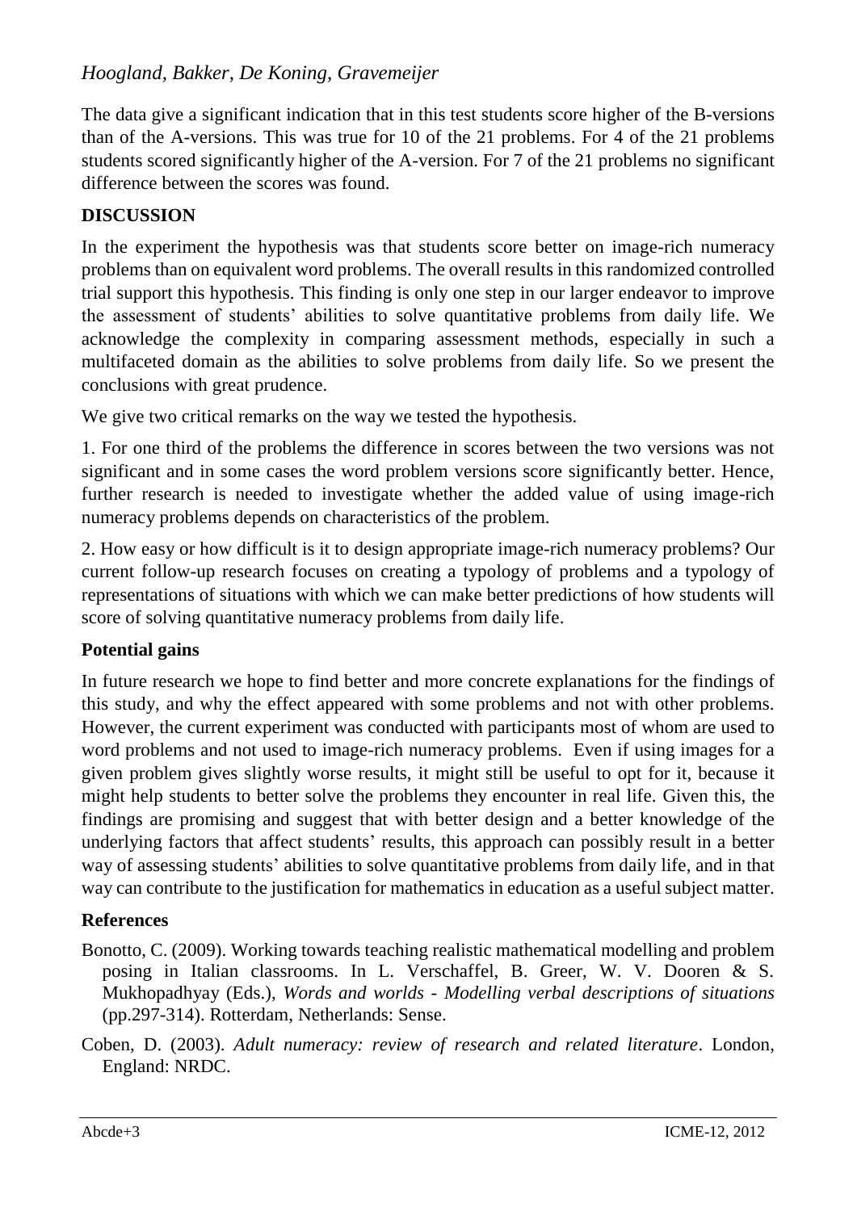The data give a significant indication that in this test students score higher of the B-versions than of the A-versions. This was true for 10 of the 21 problems. For 4 of the 21 problems students scored significantly higher of the A-version. For 7 of the 21 problems no significant difference between the scores was found.

## DISCUSSION

In the experiment the hypothesis was that students score better on image-rich numeracy problems than on equivalent word problems. The overall results in this randomized controlled trial support this hypothesis. This finding is only one step in our larger endeavor to improve the assessment of students' abilities to solve quantitative problems from daily life. We acknowledge the complexity in comparing assessment methods, especially in such a multifaceted domain as the abilities to solve problems from daily life. So we present the conclusions with great prudence.

We give two critical remarks on the way we tested the hypothesis.

1. For one third of the problems the difference in scores between the two versions was not significant and in some cases the word problem versions score significantly better. Hence, further research is needed to investigate whether the added value of using image-rich numeracy problems depends on characteristics of the problem.

2. How easy or how difficult is it to design appropriate image-rich numeracy problems? Our current follow-up research focuses on creating a typology of problems and a typology of representations of situations with which we can make better predictions of how students will score of solving quantitative numeracy problems from daily life.

### Potential gains

In future research we hope to find better and more concrete explanations for the findings of this study, and why the effect appeared with some problems and not with other problems. However, the current experiment was conducted with participants most of whom are used to word problems and not used to image-rich numeracy problems. Even if using images for a given problem gives slightly worse results, it might still be useful to opt for it, because it might help students to better solve the problems they encounter in real life. Given this, the findings are promising and suggest that with better design and a better knowledge of the underlying factors that affect students' results, this approach can possibly result in a better way of assessing students' abilities to solve quantitative problems from daily life, and in that way can contribute to the justification for mathematics in education as a useful subject matter.

### References

Bonotto, C. (2009). Working towards teaching realistic mathematical modelling and problem posing in Italian classrooms. In L. Verschaffel, B. Greer, W. V. Dooren & S. Mukhopadhyay (Eds.), *Words and worlds - Modelling verbal descriptions of situations* (pp.297-314). Rotterdam, Netherlands: Sense.

Coben, D. (2003). *Adult numeracy: review of research and related literature*. London, England: NRDC.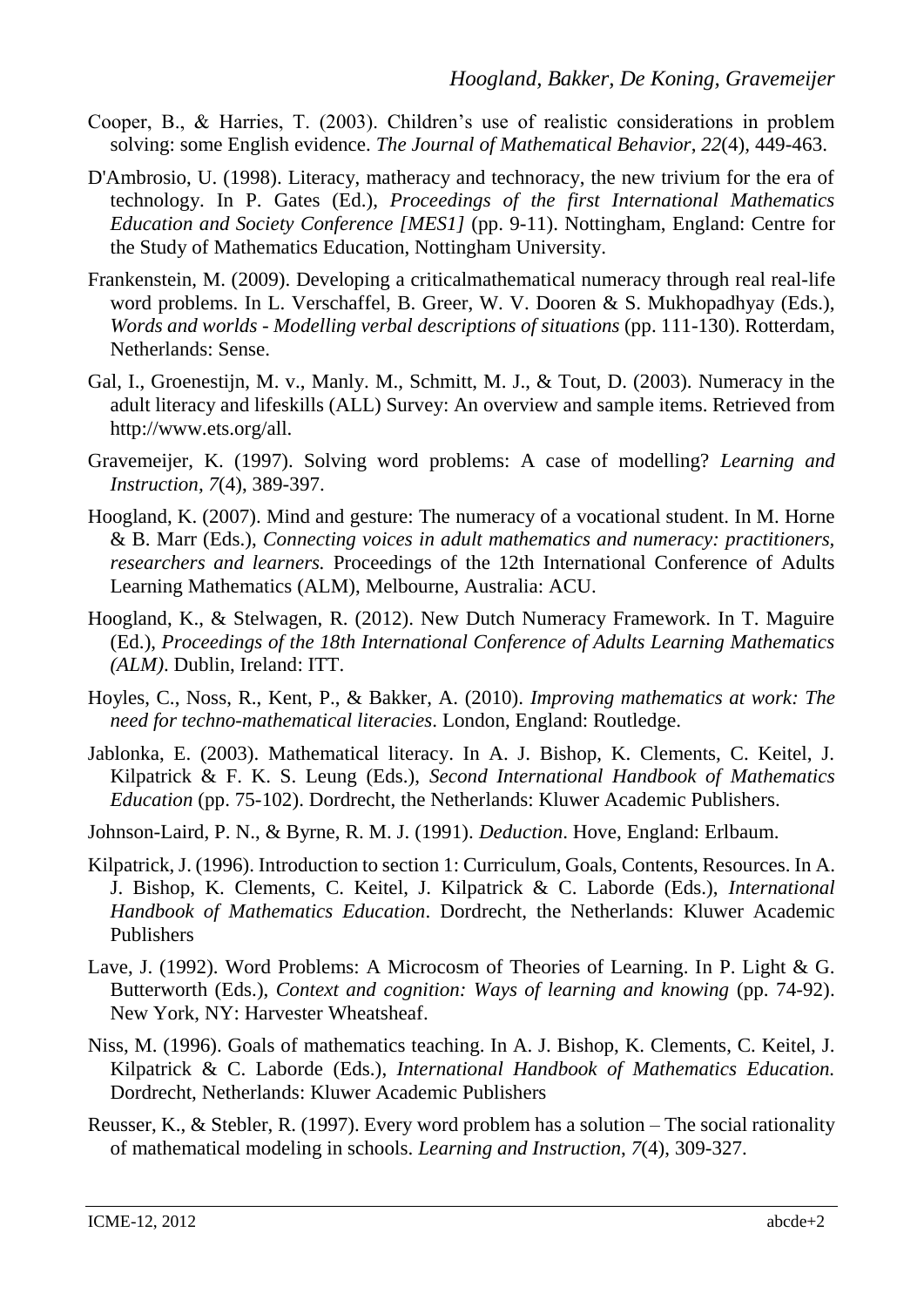Cooper, B., & Harries, T. (2003). Children's use of realistic considerations in problem solving: some English evidence. *The Journal of Mathematical Behavior*, *22*(4), 449-463.

D'Ambrosio, U. (1998). Literacy, matheracy and technoracy, the new trivium for the era of technology. In P. Gates (Ed.), *Proceedings of the first International Mathematics Education and Society Conference [MES1]* (pp. 9-11). Nottingham, England: Centre for the Study of Mathematics Education, Nottingham University.

Frankenstein, M. (2009). Developing a criticalmathematical numeracy through real real-life word problems. In L. Verschaffel, B. Greer, W. V. Dooren & S. Mukhopadhyay (Eds.), *Words and worlds - Modelling verbal descriptions of situations* (pp. 111-130). Rotterdam, Netherlands: Sense.

Gal, I., Groenestijn, M. v., Manly. M., Schmitt, M. J., & Tout, D. (2003). Numeracy in the adult literacy and lifeskills (ALL) Survey: An overview and sample items. Retrieved from http://www.ets.org/all.

Gravemeijer, K. (1997). Solving word problems: A case of modelling? *Learning and Instruction, 7*(4), 389-397.

Hoogland, K. (2007). Mind and gesture: The numeracy of a vocational student. In M. Horne & B. Marr (Eds.), *Connecting voices in adult mathematics and numeracy: practitioners, researchers and learners.* Proceedings of the 12th International Conference of Adults Learning Mathematics (ALM), Melbourne, Australia: ACU.

Hoogland, K., & Stelwagen, R. (2012). New Dutch Numeracy Framework. In T. Maguire (Ed.), *Proceedings of the 18th International Conference of Adults Learning Mathematics (ALM)*. Dublin, Ireland: ITT.

Hoyles, C., Noss, R., Kent, P., & Bakker, A. (2010). *Improving mathematics at work: The need for techno-mathematical literacies*. London, England: Routledge.

Jablonka, E. (2003). Mathematical literacy. In A. J. Bishop, K. Clements, C. Keitel, J. Kilpatrick & F. K. S. Leung (Eds.), *Second International Handbook of Mathematics Education* (pp. 75-102). Dordrecht, the Netherlands: Kluwer Academic Publishers.

Johnson-Laird, P. N., & Byrne, R. M. J. (1991). *Deduction*. Hove, England: Erlbaum.

Kilpatrick, J. (1996). Introduction to section 1: Curriculum, Goals, Contents, Resources. In A. J. Bishop, K. Clements, C. Keitel, J. Kilpatrick & C. Laborde (Eds.), *International Handbook of Mathematics Education*. Dordrecht, the Netherlands: Kluwer Academic Publishers

Lave, J. (1992). Word Problems: A Microcosm of Theories of Learning. In P. Light & G. Butterworth (Eds.), *Context and cognition: Ways of learning and knowing* (pp. 74-92). New York, NY: Harvester Wheatsheaf.

Niss, M. (1996). Goals of mathematics teaching. In A. J. Bishop, K. Clements, C. Keitel, J. Kilpatrick & C. Laborde (Eds.), *International Handbook of Mathematics Education.* Dordrecht, Netherlands: Kluwer Academic Publishers

Reusser, K., & Stebler, R. (1997). Every word problem has a solution – The social rationality of mathematical modeling in schools. *Learning and Instruction*, *7*(4), 309-327.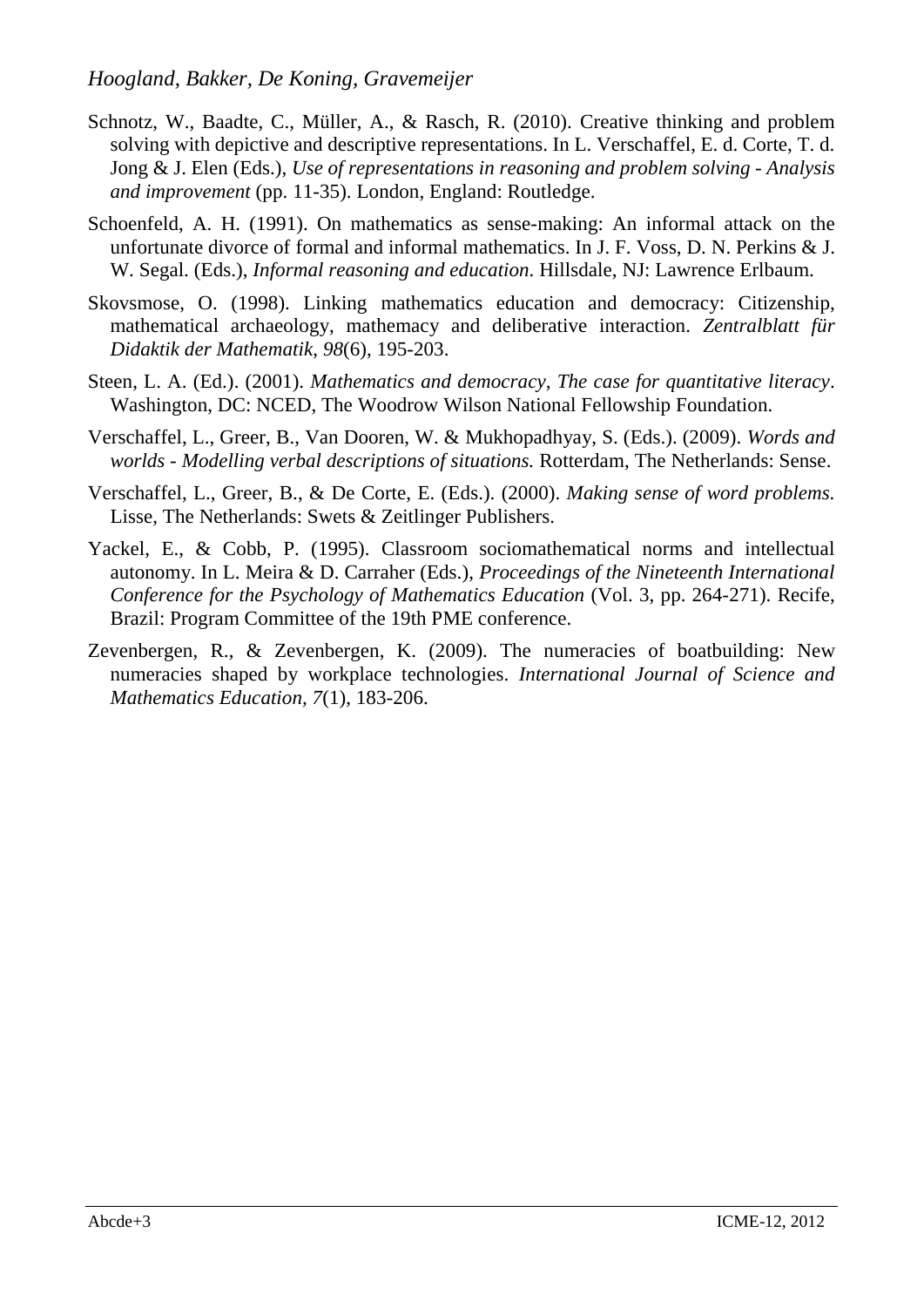Schnotz, W., Baadte, C., Müller, A., & Rasch, R. (2010). Creative thinking and problem solving with depictive and descriptive representations. In L. Verschaffel, E. d. Corte, T. d. Jong & J. Elen (Eds.), *Use of representations in reasoning and problem solving - Analysis and improvement* (pp. 11-35). London, England: Routledge.

Schoenfeld, A. H. (1991). On mathematics as sense-making: An informal attack on the unfortunate divorce of formal and informal mathematics. In J. F. Voss, D. N. Perkins & J. W. Segal. (Eds.), *Informal reasoning and education*. Hillsdale, NJ: Lawrence Erlbaum.

Skovsmose, O. (1998). Linking mathematics education and democracy: Citizenship, mathematical archaeology, mathemacy and deliberative interaction. *Zentralblatt für Didaktik der Mathematik*, *98*(6), 195-203.

Steen, L. A. (Ed.). (2001). *Mathematics and democracy, The case for quantitative literacy*. Washington, DC: NCED, The Woodrow Wilson National Fellowship Foundation.

Verschaffel, L., Greer, B., Van Dooren, W. & Mukhopadhyay, S. (Eds.). (2009). *Words and worlds - Modelling verbal descriptions of situations.* Rotterdam, The Netherlands: Sense.

Verschaffel, L., Greer, B., & De Corte, E. (Eds.). (2000). *Making sense of word problems.* Lisse, The Netherlands: Swets & Zeitlinger Publishers.

Yackel, E., & Cobb, P. (1995). Classroom sociomathematical norms and intellectual autonomy. In L. Meira & D. Carraher (Eds.), *Proceedings of the Nineteenth International Conference for the Psychology of Mathematics Education* (Vol. 3, pp. 264-271). Recife, Brazil: Program Committee of the 19th PME conference.

Zevenbergen, R., & Zevenbergen, K. (2009). The numeracies of boatbuilding: New numeracies shaped by workplace technologies. *International Journal of Science and Mathematics Education, 7*(1), 183-206.